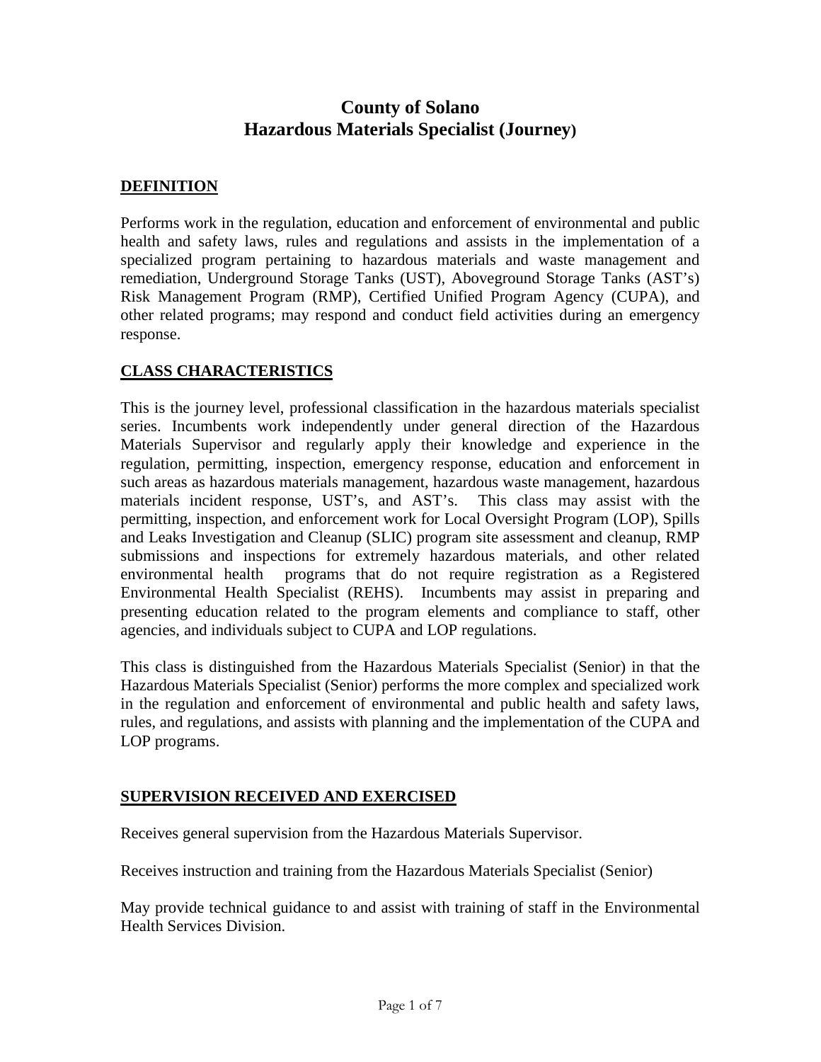# County of Solano
# Hazardous Materials Specialist (Journey)

## DEFINITION

Performs work in the regulation, education and enforcement of environmental and public health and safety laws, rules and regulations and assists in the implementation of a specialized program pertaining to hazardous materials and waste management and remediation, Underground Storage Tanks (UST), Aboveground Storage Tanks (AST's) Risk Management Program (RMP), Certified Unified Program Agency (CUPA), and other related programs; may respond and conduct field activities during an emergency response.

## CLASS CHARACTERISTICS

This is the journey level, professional classification in the hazardous materials specialist series. Incumbents work independently under general direction of the Hazardous Materials Supervisor and regularly apply their knowledge and experience in the regulation, permitting, inspection, emergency response, education and enforcement in such areas as hazardous materials management, hazardous waste management, hazardous materials incident response, UST's, and AST's. This class may assist with the permitting, inspection, and enforcement work for Local Oversight Program (LOP), Spills and Leaks Investigation and Cleanup (SLIC) program site assessment and cleanup, RMP submissions and inspections for extremely hazardous materials, and other related environmental health programs that do not require registration as a Registered Environmental Health Specialist (REHS). Incumbents may assist in preparing and presenting education related to the program elements and compliance to staff, other agencies, and individuals subject to CUPA and LOP regulations.

This class is distinguished from the Hazardous Materials Specialist (Senior) in that the Hazardous Materials Specialist (Senior) performs the more complex and specialized work in the regulation and enforcement of environmental and public health and safety laws, rules, and regulations, and assists with planning and the implementation of the CUPA and LOP programs.

## SUPERVISION RECEIVED AND EXERCISED

Receives general supervision from the Hazardous Materials Supervisor.

Receives instruction and training from the Hazardous Materials Specialist (Senior)

May provide technical guidance to and assist with training of staff in the Environmental Health Services Division.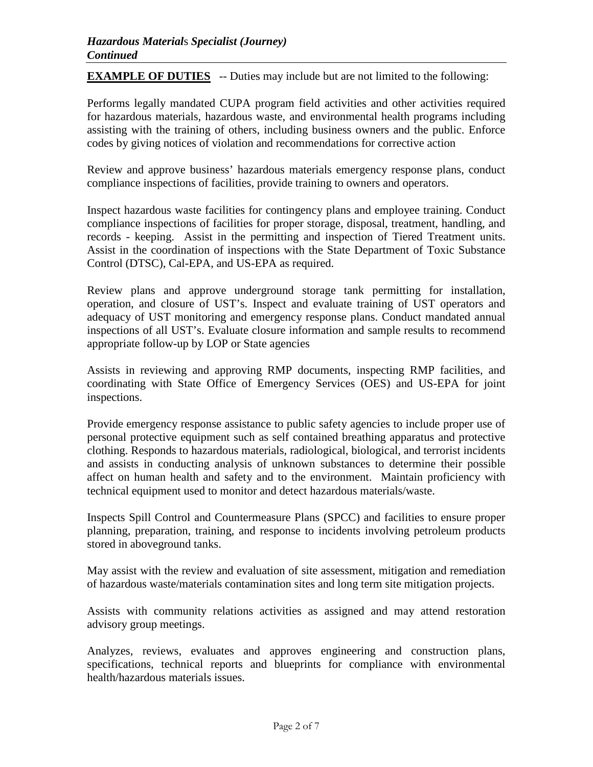***Hazardous Materials Specialist (Journey)***
***Continued***

**EXAMPLE OF DUTIES** -- Duties may include but are not limited to the following:

Performs legally mandated CUPA program field activities and other activities required for hazardous materials, hazardous waste, and environmental health programs including assisting with the training of others, including business owners and the public. Enforce codes by giving notices of violation and recommendations for corrective action

Review and approve business' hazardous materials emergency response plans, conduct compliance inspections of facilities, provide training to owners and operators.

Inspect hazardous waste facilities for contingency plans and employee training. Conduct compliance inspections of facilities for proper storage, disposal, treatment, handling, and records - keeping. Assist in the permitting and inspection of Tiered Treatment units. Assist in the coordination of inspections with the State Department of Toxic Substance Control (DTSC), Cal-EPA, and US-EPA as required.

Review plans and approve underground storage tank permitting for installation, operation, and closure of UST's. Inspect and evaluate training of UST operators and adequacy of UST monitoring and emergency response plans. Conduct mandated annual inspections of all UST's. Evaluate closure information and sample results to recommend appropriate follow-up by LOP or State agencies

Assists in reviewing and approving RMP documents, inspecting RMP facilities, and coordinating with State Office of Emergency Services (OES) and US-EPA for joint inspections.

Provide emergency response assistance to public safety agencies to include proper use of personal protective equipment such as self contained breathing apparatus and protective clothing. Responds to hazardous materials, radiological, biological, and terrorist incidents and assists in conducting analysis of unknown substances to determine their possible affect on human health and safety and to the environment. Maintain proficiency with technical equipment used to monitor and detect hazardous materials/waste.

Inspects Spill Control and Countermeasure Plans (SPCC) and facilities to ensure proper planning, preparation, training, and response to incidents involving petroleum products stored in aboveground tanks.

May assist with the review and evaluation of site assessment, mitigation and remediation of hazardous waste/materials contamination sites and long term site mitigation projects.

Assists with community relations activities as assigned and may attend restoration advisory group meetings.

Analyzes, reviews, evaluates and approves engineering and construction plans, specifications, technical reports and blueprints for compliance with environmental health/hazardous materials issues.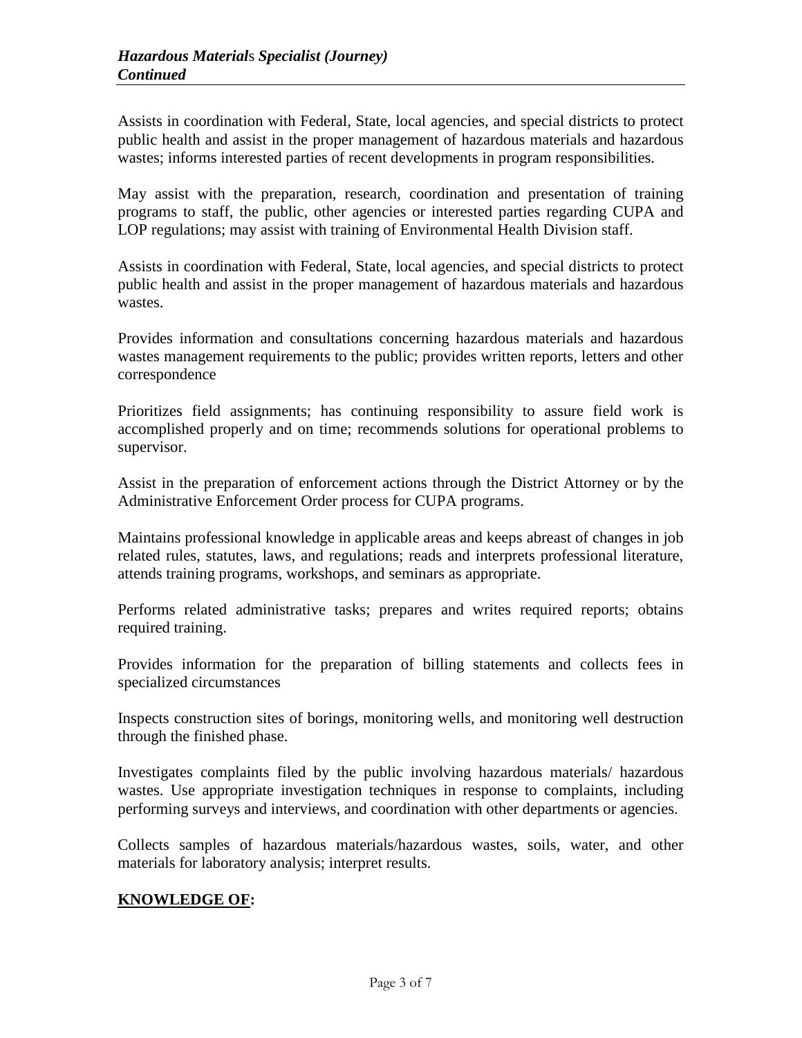Assists in coordination with Federal, State, local agencies, and special districts to protect public health and assist in the proper management of hazardous materials and hazardous wastes; informs interested parties of recent developments in program responsibilities.

May assist with the preparation, research, coordination and presentation of training programs to staff, the public, other agencies or interested parties regarding CUPA and LOP regulations; may assist with training of Environmental Health Division staff.

Assists in coordination with Federal, State, local agencies, and special districts to protect public health and assist in the proper management of hazardous materials and hazardous wastes.

Provides information and consultations concerning hazardous materials and hazardous wastes management requirements to the public; provides written reports, letters and other correspondence

Prioritizes field assignments; has continuing responsibility to assure field work is accomplished properly and on time; recommends solutions for operational problems to supervisor.

Assist in the preparation of enforcement actions through the District Attorney or by the Administrative Enforcement Order process for CUPA programs.

Maintains professional knowledge in applicable areas and keeps abreast of changes in job related rules, statutes, laws, and regulations; reads and interprets professional literature, attends training programs, workshops, and seminars as appropriate.

Performs related administrative tasks; prepares and writes required reports; obtains required training.

Provides information for the preparation of billing statements and collects fees in specialized circumstances

Inspects construction sites of borings, monitoring wells, and monitoring well destruction through the finished phase.

Investigates complaints filed by the public involving hazardous materials/ hazardous wastes. Use appropriate investigation techniques in response to complaints, including performing surveys and interviews, and coordination with other departments or agencies.

Collects samples of hazardous materials/hazardous wastes, soils, water, and other materials for laboratory analysis; interpret results.

## KNOWLEDGE OF: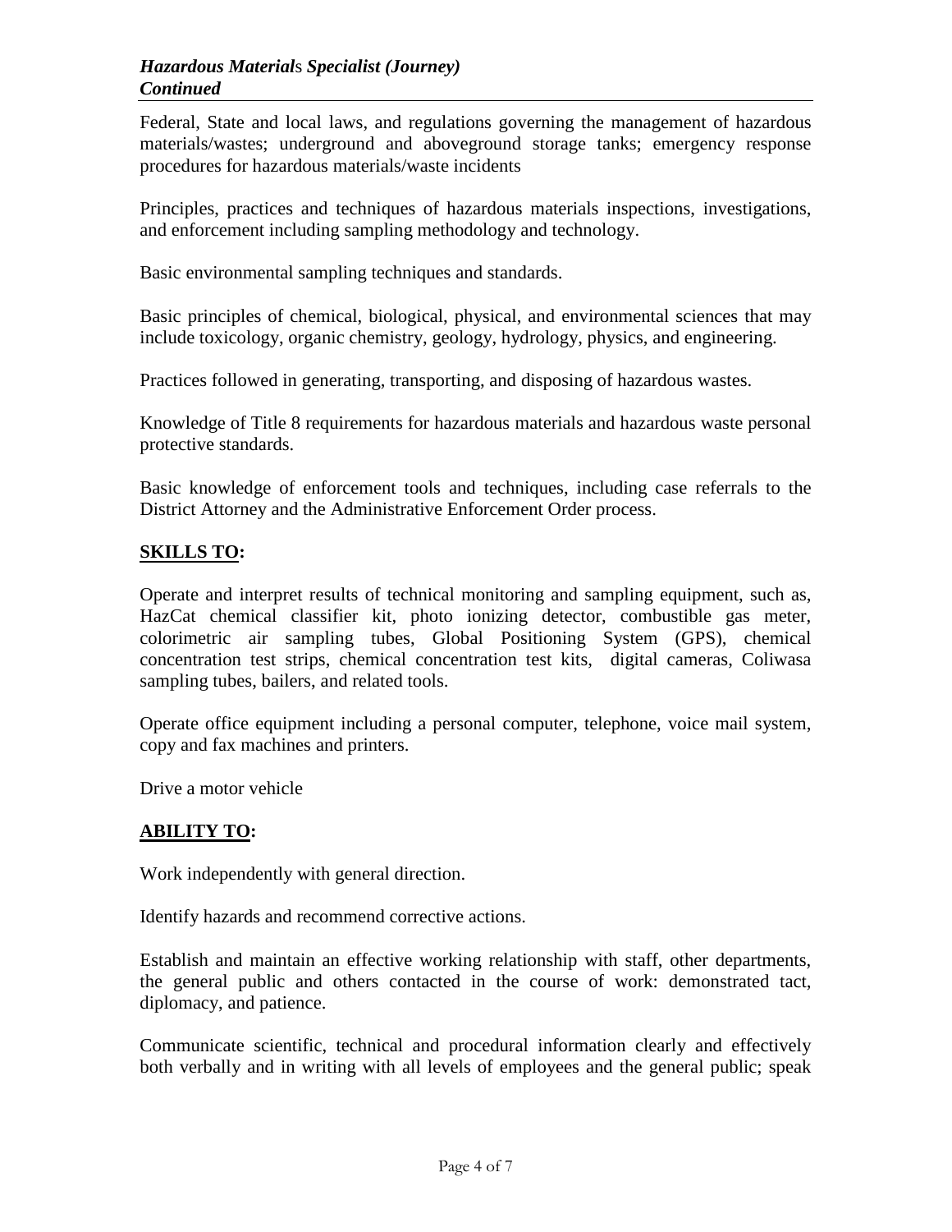Federal, State and local laws, and regulations governing the management of hazardous materials/wastes; underground and aboveground storage tanks; emergency response procedures for hazardous materials/waste incidents

Principles, practices and techniques of hazardous materials inspections, investigations, and enforcement including sampling methodology and technology.

Basic environmental sampling techniques and standards.

Basic principles of chemical, biological, physical, and environmental sciences that may include toxicology, organic chemistry, geology, hydrology, physics, and engineering.

Practices followed in generating, transporting, and disposing of hazardous wastes.

Knowledge of Title 8 requirements for hazardous materials and hazardous waste personal protective standards.

Basic knowledge of enforcement tools and techniques, including case referrals to the District Attorney and the Administrative Enforcement Order process.

## SKILLS TO:

Operate and interpret results of technical monitoring and sampling equipment, such as, HazCat chemical classifier kit, photo ionizing detector, combustible gas meter, colorimetric air sampling tubes, Global Positioning System (GPS), chemical concentration test strips, chemical concentration test kits, digital cameras, Coliwasa sampling tubes, bailers, and related tools.

Operate office equipment including a personal computer, telephone, voice mail system, copy and fax machines and printers.

Drive a motor vehicle

## ABILITY TO:

Work independently with general direction.

Identify hazards and recommend corrective actions.

Establish and maintain an effective working relationship with staff, other departments, the general public and others contacted in the course of work: demonstrated tact, diplomacy, and patience.

Communicate scientific, technical and procedural information clearly and effectively both verbally and in writing with all levels of employees and the general public; speak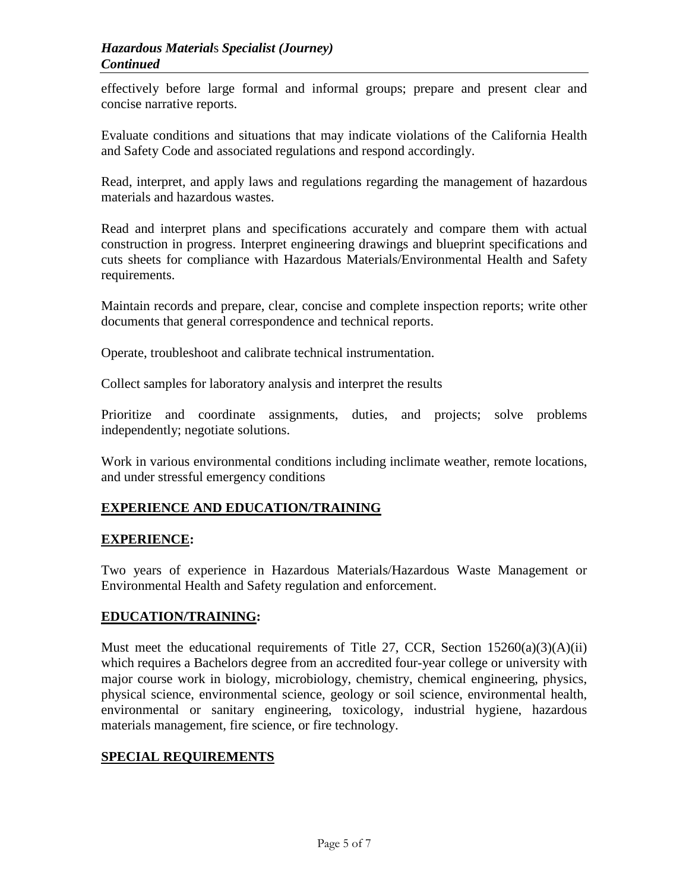effectively before large formal and informal groups; prepare and present clear and concise narrative reports.

Evaluate conditions and situations that may indicate violations of the California Health and Safety Code and associated regulations and respond accordingly.

Read, interpret, and apply laws and regulations regarding the management of hazardous materials and hazardous wastes.

Read and interpret plans and specifications accurately and compare them with actual construction in progress. Interpret engineering drawings and blueprint specifications and cuts sheets for compliance with Hazardous Materials/Environmental Health and Safety requirements.

Maintain records and prepare, clear, concise and complete inspection reports; write other documents that general correspondence and technical reports.

Operate, troubleshoot and calibrate technical instrumentation.

Collect samples for laboratory analysis and interpret the results

Prioritize and coordinate assignments, duties, and projects; solve problems independently; negotiate solutions.

Work in various environmental conditions including inclimate weather, remote locations, and under stressful emergency conditions

## EXPERIENCE AND EDUCATION/TRAINING

### EXPERIENCE:

Two years of experience in Hazardous Materials/Hazardous Waste Management or Environmental Health and Safety regulation and enforcement.

### EDUCATION/TRAINING:

Must meet the educational requirements of Title 27, CCR, Section 15260(a)(3)(A)(ii) which requires a Bachelors degree from an accredited four-year college or university with major course work in biology, microbiology, chemistry, chemical engineering, physics, physical science, environmental science, geology or soil science, environmental health, environmental or sanitary engineering, toxicology, industrial hygiene, hazardous materials management, fire science, or fire technology.

## SPECIAL REQUIREMENTS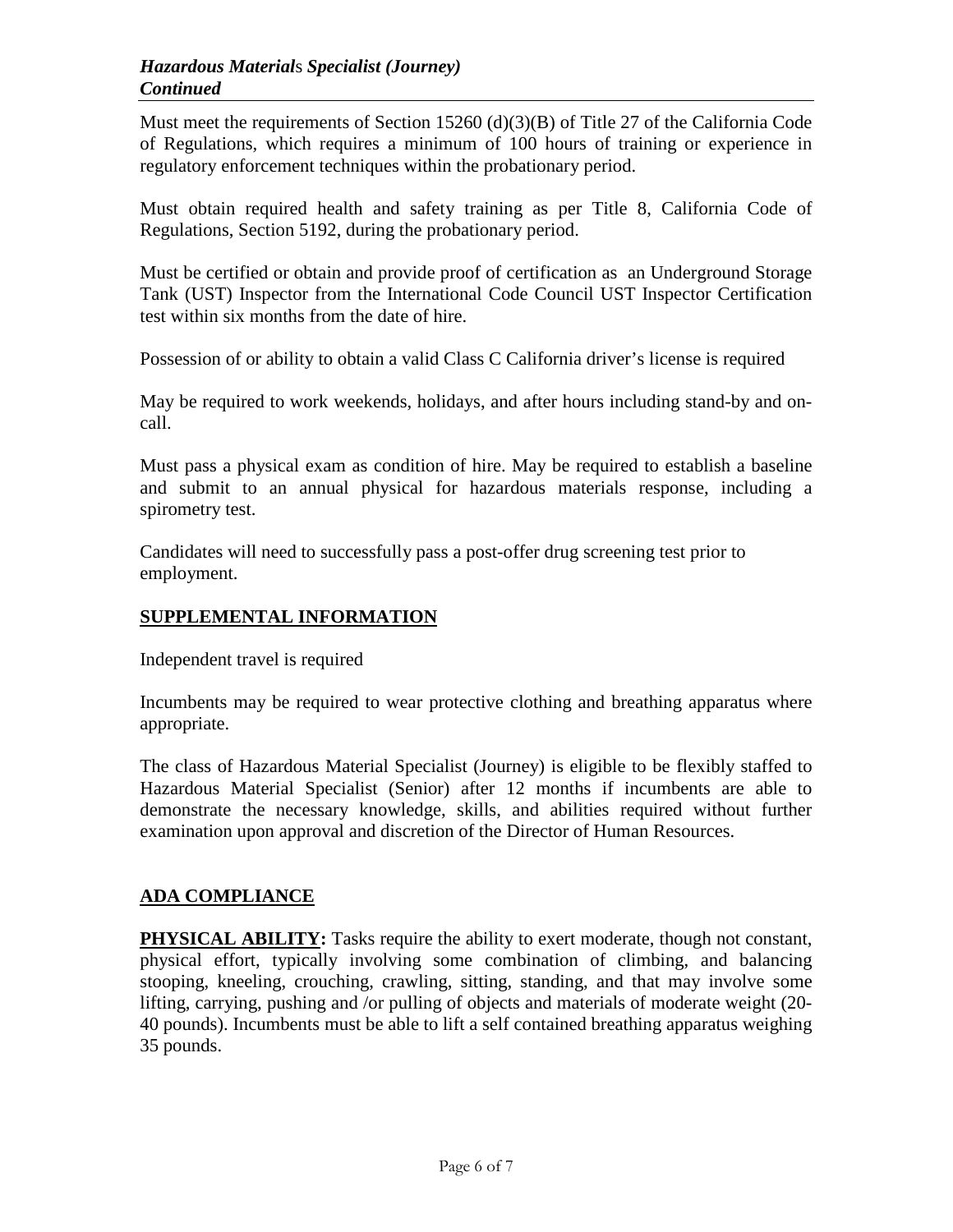Must meet the requirements of Section 15260 (d)(3)(B) of Title 27 of the California Code of Regulations, which requires a minimum of 100 hours of training or experience in regulatory enforcement techniques within the probationary period.

Must obtain required health and safety training as per Title 8, California Code of Regulations, Section 5192, during the probationary period.

Must be certified or obtain and provide proof of certification as an Underground Storage Tank (UST) Inspector from the International Code Council UST Inspector Certification test within six months from the date of hire.

Possession of or ability to obtain a valid Class C California driver's license is required

May be required to work weekends, holidays, and after hours including stand-by and on-call.

Must pass a physical exam as condition of hire. May be required to establish a baseline and submit to an annual physical for hazardous materials response, including a spirometry test.

Candidates will need to successfully pass a post-offer drug screening test prior to employment.

## SUPPLEMENTAL INFORMATION

Independent travel is required

Incumbents may be required to wear protective clothing and breathing apparatus where appropriate.

The class of Hazardous Material Specialist (Journey) is eligible to be flexibly staffed to Hazardous Material Specialist (Senior) after 12 months if incumbents are able to demonstrate the necessary knowledge, skills, and abilities required without further examination upon approval and discretion of the Director of Human Resources.

## ADA COMPLIANCE

**PHYSICAL ABILITY:** Tasks require the ability to exert moderate, though not constant, physical effort, typically involving some combination of climbing, and balancing stooping, kneeling, crouching, crawling, sitting, standing, and that may involve some lifting, carrying, pushing and /or pulling of objects and materials of moderate weight (20-40 pounds). Incumbents must be able to lift a self contained breathing apparatus weighing 35 pounds.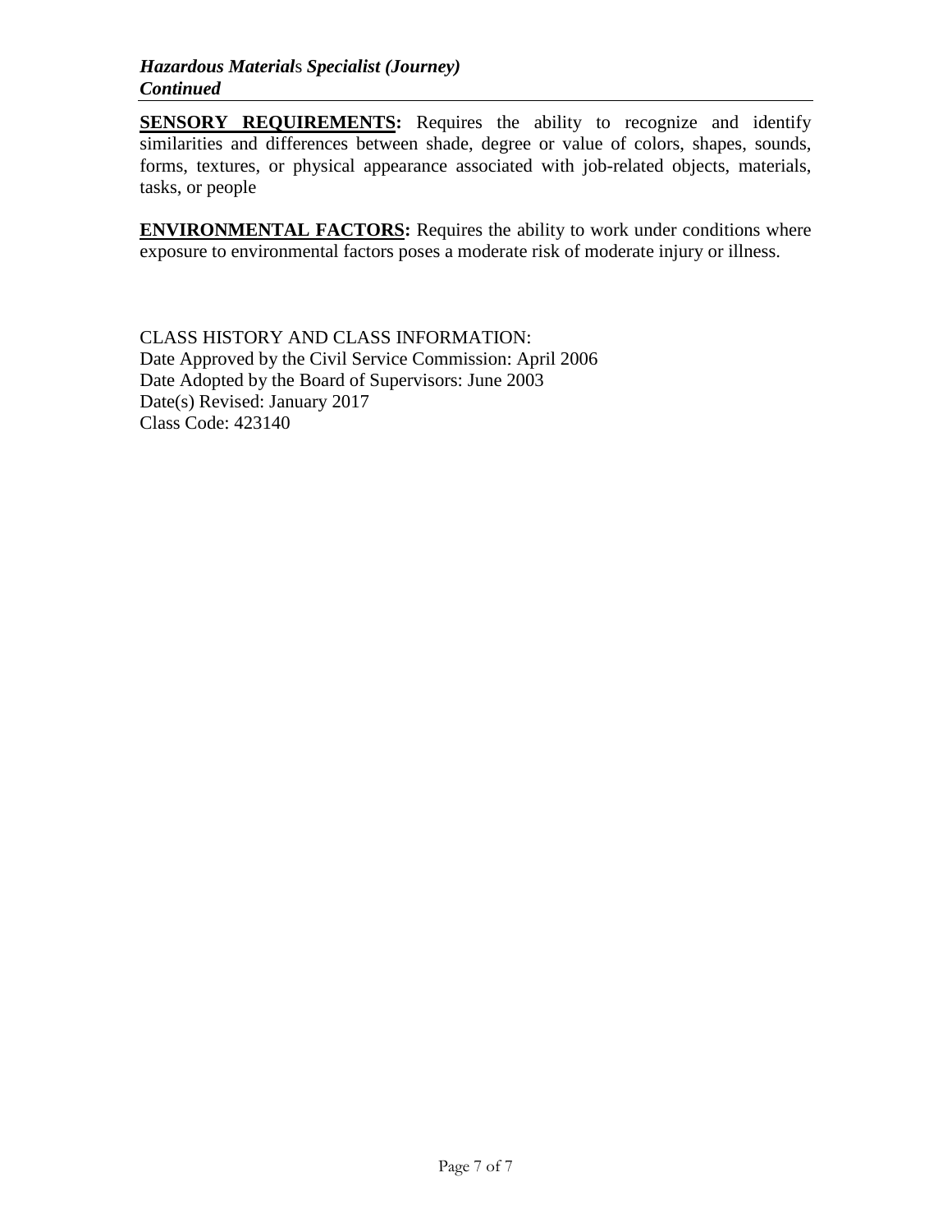**SENSORY REQUIREMENTS:** Requires the ability to recognize and identify similarities and differences between shade, degree or value of colors, shapes, sounds, forms, textures, or physical appearance associated with job-related objects, materials, tasks, or people

**ENVIRONMENTAL FACTORS:** Requires the ability to work under conditions where exposure to environmental factors poses a moderate risk of moderate injury or illness.

CLASS HISTORY AND CLASS INFORMATION:
Date Approved by the Civil Service Commission: April 2006
Date Adopted by the Board of Supervisors: June 2003
Date(s) Revised: January 2017
Class Code: 423140